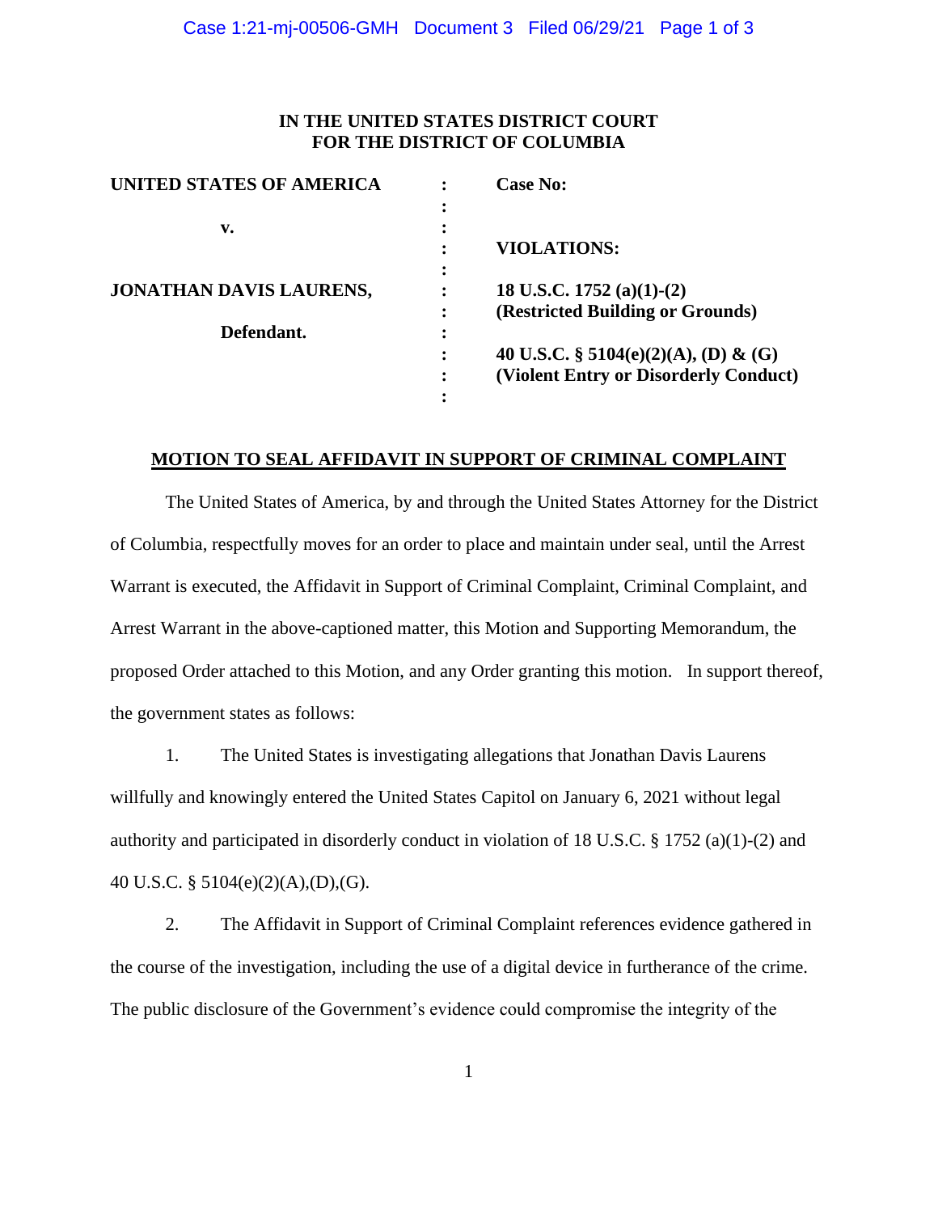**IN THE UNITED STATES DISTRICT COURT**
**FOR THE DISTRICT OF COLUMBIA**

| | | |
|---|---|---|
| **UNITED STATES OF AMERICA** | : | **Case No:** |
| | : | |
| **v.** | : | |
| | : | **VIOLATIONS:** |
| | : | |
| **JONATHAN DAVIS LAURENS,** | : | **18 U.S.C. 1752 (a)(1)-(2)** |
| | : | **(Restricted Building or Grounds)** |
| **Defendant.** | : | |
| | : | **40 U.S.C. § 5104(e)(2)(A), (D) & (G)** |
| | : | **(Violent Entry or Disorderly Conduct)** |
| | : | |

**MOTION TO SEAL AFFIDAVIT IN SUPPORT OF CRIMINAL COMPLAINT**

The United States of America, by and through the United States Attorney for the District of Columbia, respectfully moves for an order to place and maintain under seal, until the Arrest Warrant is executed, the Affidavit in Support of Criminal Complaint, Criminal Complaint, and Arrest Warrant in the above-captioned matter, this Motion and Supporting Memorandum, the proposed Order attached to this Motion, and any Order granting this motion. In support thereof, the government states as follows:

1. The United States is investigating allegations that Jonathan Davis Laurens willfully and knowingly entered the United States Capitol on January 6, 2021 without legal authority and participated in disorderly conduct in violation of 18 U.S.C. § 1752 (a)(1)-(2) and 40 U.S.C. § 5104(e)(2)(A),(D),(G).

2. The Affidavit in Support of Criminal Complaint references evidence gathered in the course of the investigation, including the use of a digital device in furtherance of the crime. The public disclosure of the Government's evidence could compromise the integrity of the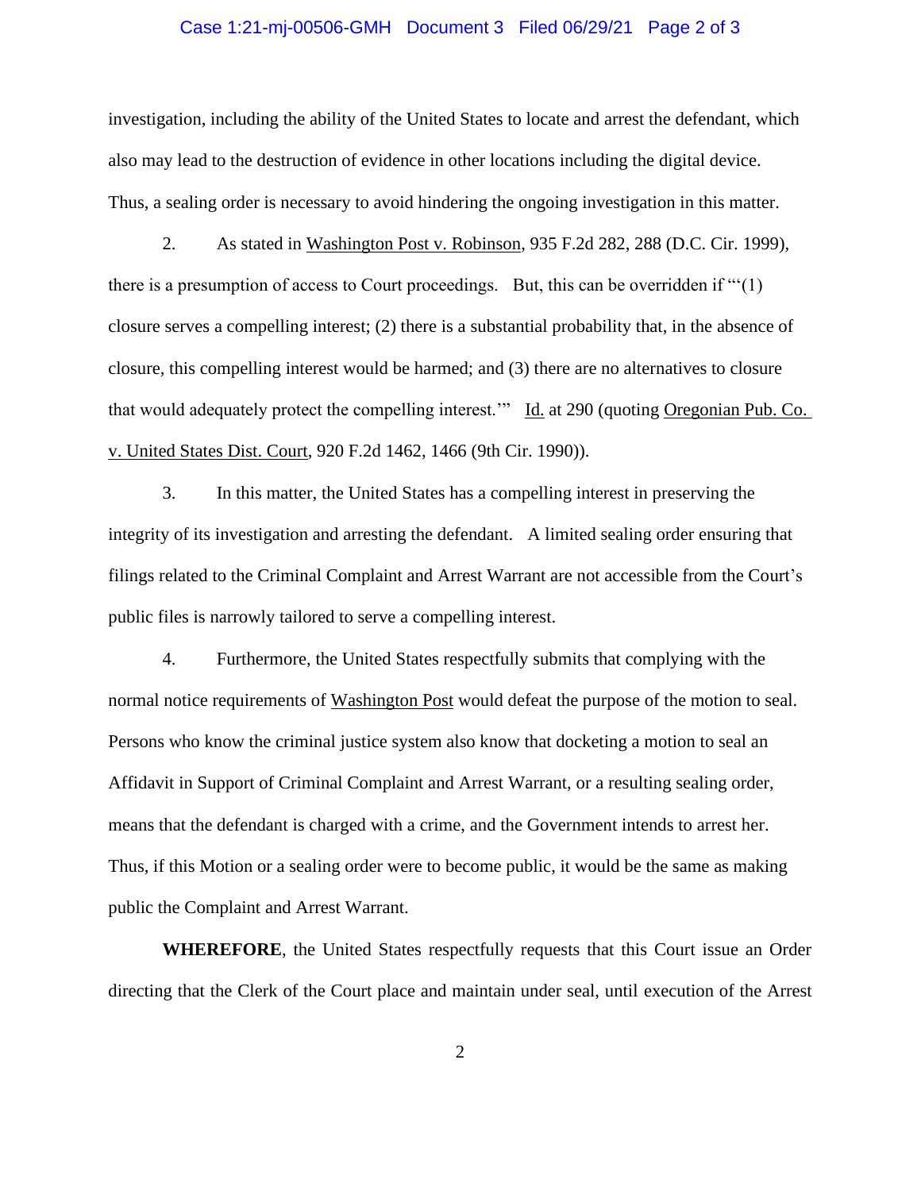investigation, including the ability of the United States to locate and arrest the defendant, which also may lead to the destruction of evidence in other locations including the digital device. Thus, a sealing order is necessary to avoid hindering the ongoing investigation in this matter.

2. As stated in Washington Post v. Robinson, 935 F.2d 282, 288 (D.C. Cir. 1999), there is a presumption of access to Court proceedings. But, this can be overridden if "'(1) closure serves a compelling interest; (2) there is a substantial probability that, in the absence of closure, this compelling interest would be harmed; and (3) there are no alternatives to closure that would adequately protect the compelling interest.'" Id. at 290 (quoting Oregonian Pub. Co. v. United States Dist. Court, 920 F.2d 1462, 1466 (9th Cir. 1990)).

3. In this matter, the United States has a compelling interest in preserving the integrity of its investigation and arresting the defendant. A limited sealing order ensuring that filings related to the Criminal Complaint and Arrest Warrant are not accessible from the Court's public files is narrowly tailored to serve a compelling interest.

4. Furthermore, the United States respectfully submits that complying with the normal notice requirements of Washington Post would defeat the purpose of the motion to seal. Persons who know the criminal justice system also know that docketing a motion to seal an Affidavit in Support of Criminal Complaint and Arrest Warrant, or a resulting sealing order, means that the defendant is charged with a crime, and the Government intends to arrest her. Thus, if this Motion or a sealing order were to become public, it would be the same as making public the Complaint and Arrest Warrant.

**WHEREFORE**, the United States respectfully requests that this Court issue an Order directing that the Clerk of the Court place and maintain under seal, until execution of the Arrest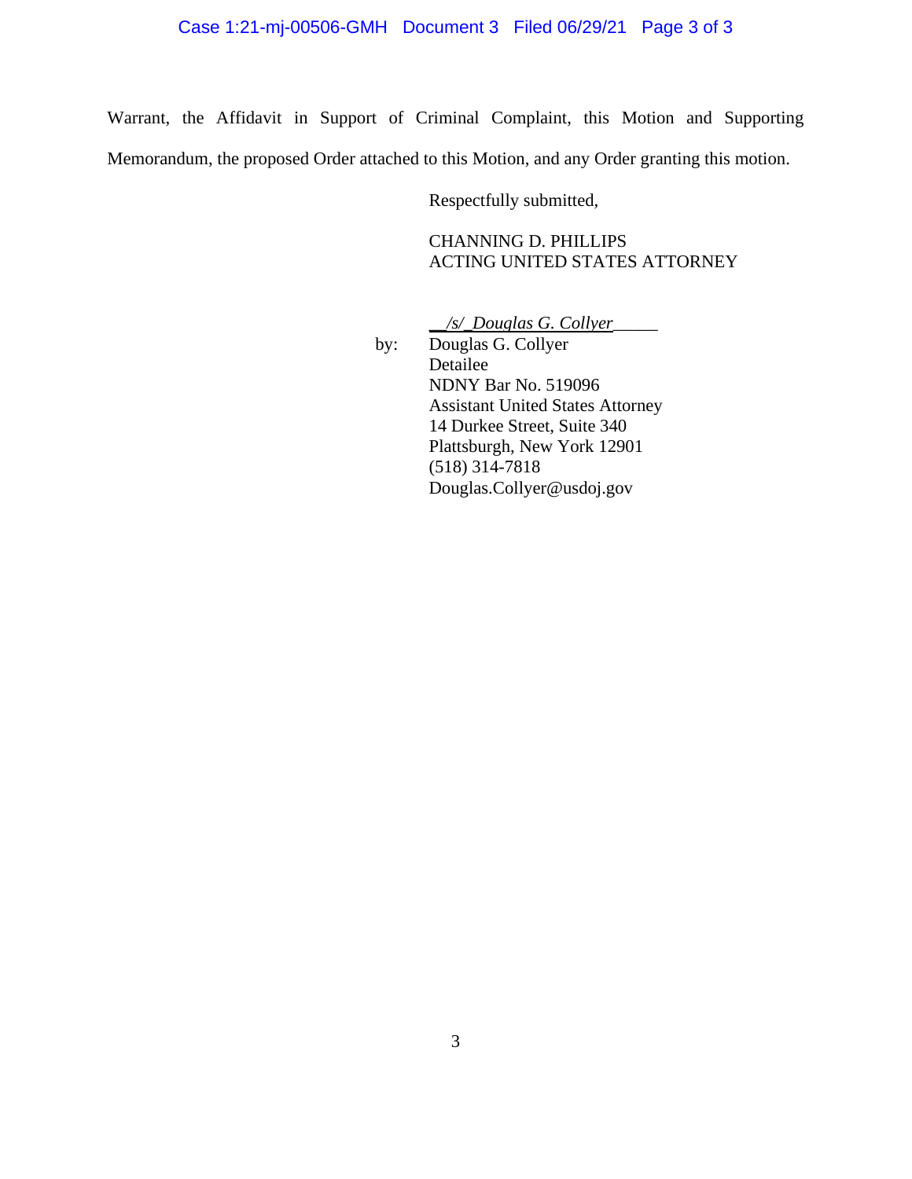Warrant, the Affidavit in Support of Criminal Complaint, this Motion and Supporting Memorandum, the proposed Order attached to this Motion, and any Order granting this motion.

Respectfully submitted,

CHANNING D. PHILLIPS
ACTING UNITED STATES ATTORNEY

*/s/ Douglas G. Collyer*

by: Douglas G. Collyer
Detailee
NDNY Bar No. 519096
Assistant United States Attorney
14 Durkee Street, Suite 340
Plattsburgh, New York 12901
(518) 314-7818
Douglas.Collyer@usdoj.gov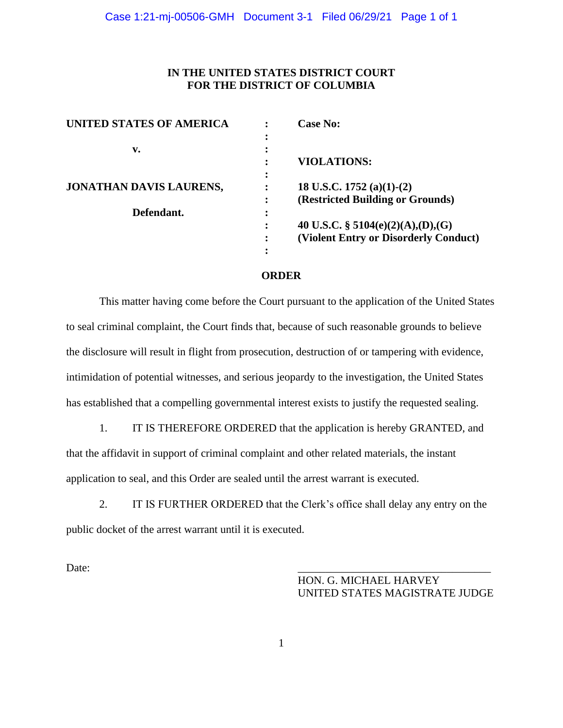**IN THE UNITED STATES DISTRICT COURT**
**FOR THE DISTRICT OF COLUMBIA**

| | | |
|---|---|---|
| **UNITED STATES OF AMERICA** | : | **Case No:** |
| | : | |
| **v.** | : | |
| | : | **VIOLATIONS:** |
| | : | |
| **JONATHAN DAVIS LAURENS,** | : | **18 U.S.C. 1752 (a)(1)-(2)** |
| | : | **(Restricted Building or Grounds)** |
| **Defendant.** | : | |
| | : | **40 U.S.C. § 5104(e)(2)(A),(D),(G)** |
| | : | **(Violent Entry or Disorderly Conduct)** |
| | : | |

**ORDER**

This matter having come before the Court pursuant to the application of the United States to seal criminal complaint, the Court finds that, because of such reasonable grounds to believe the disclosure will result in flight from prosecution, destruction of or tampering with evidence, intimidation of potential witnesses, and serious jeopardy to the investigation, the United States has established that a compelling governmental interest exists to justify the requested sealing.

1. IT IS THEREFORE ORDERED that the application is hereby GRANTED, and that the affidavit in support of criminal complaint and other related materials, the instant application to seal, and this Order are sealed until the arrest warrant is executed.

2. IT IS FURTHER ORDERED that the Clerk's office shall delay any entry on the public docket of the arrest warrant until it is executed.

Date:

\_\_\_\_\_\_\_\_\_\_\_\_\_\_\_\_\_\_\_\_\_\_\_\_\_\_\_\_\_\_\_\_\_\_\_
HON. G. MICHAEL HARVEY
UNITED STATES MAGISTRATE JUDGE